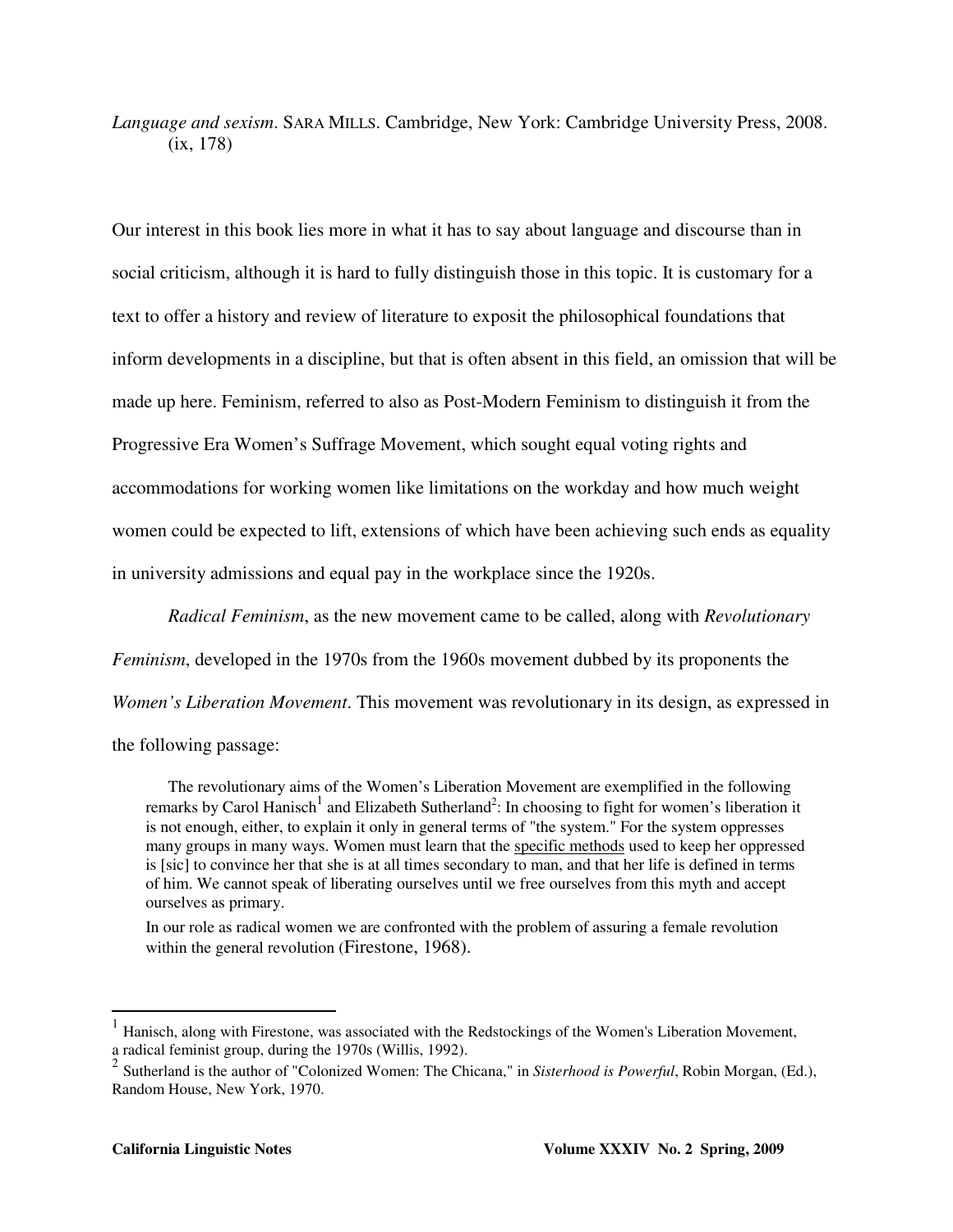*Language and sexism*. SARA MILLS. Cambridge, New York: Cambridge University Press, 2008. (ix, 178)

Our interest in this book lies more in what it has to say about language and discourse than in social criticism, although it is hard to fully distinguish those in this topic. It is customary for a text to offer a history and review of literature to exposit the philosophical foundations that inform developments in a discipline, but that is often absent in this field, an omission that will be made up here. Feminism, referred to also as Post-Modern Feminism to distinguish it from the Progressive Era Women's Suffrage Movement, which sought equal voting rights and accommodations for working women like limitations on the workday and how much weight women could be expected to lift, extensions of which have been achieving such ends as equality in university admissions and equal pay in the workplace since the 1920s.

*Radical Feminism*, as the new movement came to be called, along with *Revolutionary Feminism*, developed in the 1970s from the 1960s movement dubbed by its proponents the *Women's Liberation Movement*. This movement was revolutionary in its design, as expressed in the following passage:

> The revolutionary aims of the Women's Liberation Movement are exemplified in the following remarks by Carol Hanisch[1] and Elizabeth Sutherland[2]: In choosing to fight for women's liberation it is not enough, either, to explain it only in general terms of "the system." For the system oppresses many groups in many ways. Women must learn that the <u>specific methods</u> used to keep her oppressed is [sic] to convince her that she is at all times secondary to man, and that her life is defined in terms of him. We cannot speak of liberating ourselves until we free ourselves from this myth and accept ourselves as primary.
>
> In our role as radical women we are confronted with the problem of assuring a female revolution within the general revolution (Firestone, 1968).

---

[1] Hanisch, along with Firestone, was associated with the Redstockings of the Women's Liberation Movement, a radical feminist group, during the 1970s (Willis, 1992).

[2] Sutherland is the author of "Colonized Women: The Chicana," in *Sisterhood is Powerful*, Robin Morgan, (Ed.), Random House, New York, 1970.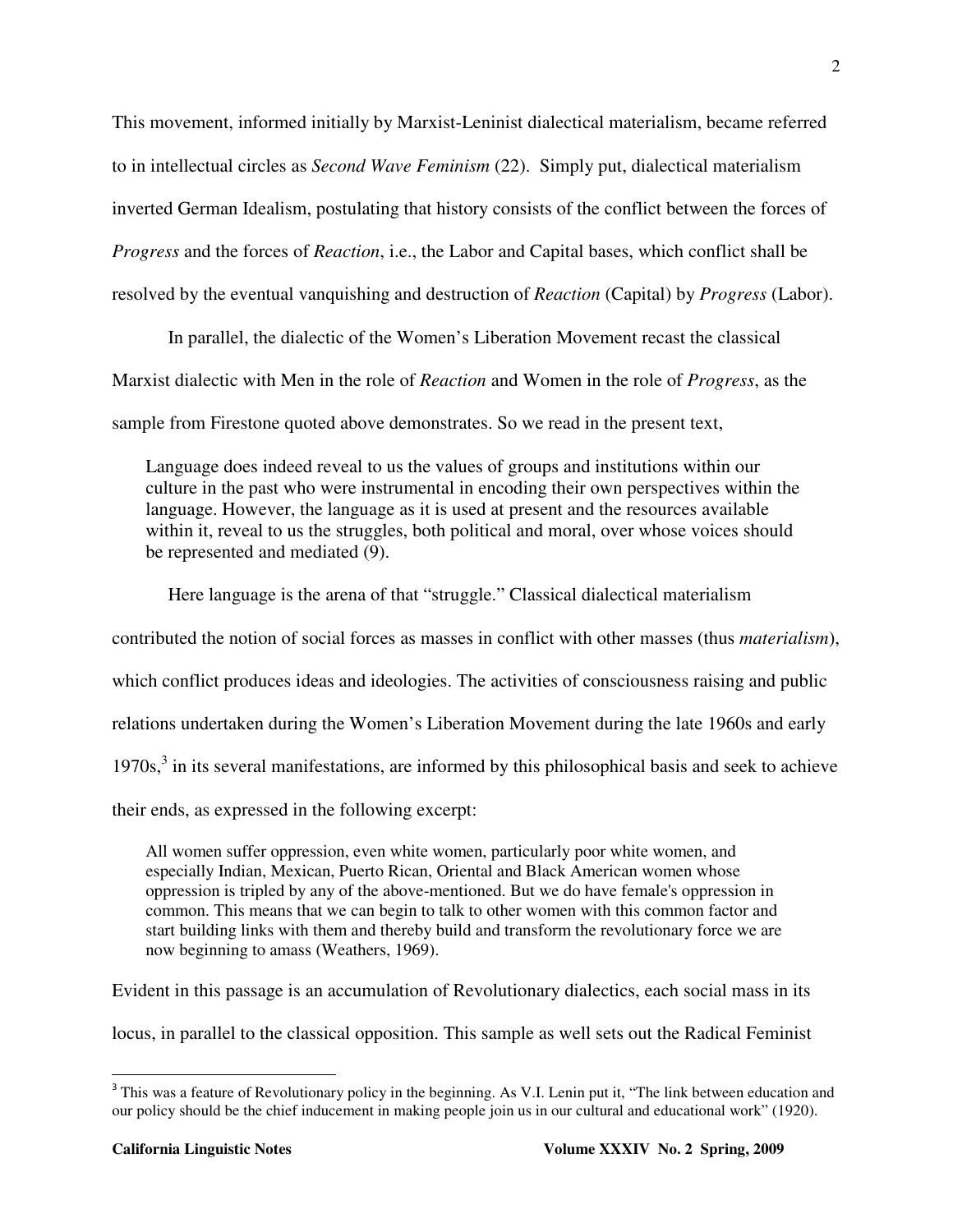This movement, informed initially by Marxist-Leninist dialectical materialism, became referred to in intellectual circles as *Second Wave Feminism* (22). Simply put, dialectical materialism inverted German Idealism, postulating that history consists of the conflict between the forces of *Progress* and the forces of *Reaction*, i.e., the Labor and Capital bases, which conflict shall be resolved by the eventual vanquishing and destruction of *Reaction* (Capital) by *Progress* (Labor).

In parallel, the dialectic of the Women's Liberation Movement recast the classical Marxist dialectic with Men in the role of *Reaction* and Women in the role of *Progress*, as the sample from Firestone quoted above demonstrates. So we read in the present text,

> Language does indeed reveal to us the values of groups and institutions within our culture in the past who were instrumental in encoding their own perspectives within the language. However, the language as it is used at present and the resources available within it, reveal to us the struggles, both political and moral, over whose voices should be represented and mediated (9).

Here language is the arena of that "struggle." Classical dialectical materialism contributed the notion of social forces as masses in conflict with other masses (thus *materialism*), which conflict produces ideas and ideologies. The activities of consciousness raising and public relations undertaken during the Women's Liberation Movement during the late 1960s and early 1970s,[3] in its several manifestations, are informed by this philosophical basis and seek to achieve their ends, as expressed in the following excerpt:

> All women suffer oppression, even white women, particularly poor white women, and especially Indian, Mexican, Puerto Rican, Oriental and Black American women whose oppression is tripled by any of the above-mentioned. But we do have female's oppression in common. This means that we can begin to talk to other women with this common factor and start building links with them and thereby build and transform the revolutionary force we are now beginning to amass (Weathers, 1969).

Evident in this passage is an accumulation of Revolutionary dialectics, each social mass in its locus, in parallel to the classical opposition. This sample as well sets out the Radical Feminist

---

[3] This was a feature of Revolutionary policy in the beginning. As V.I. Lenin put it, "The link between education and our policy should be the chief inducement in making people join us in our cultural and educational work" (1920).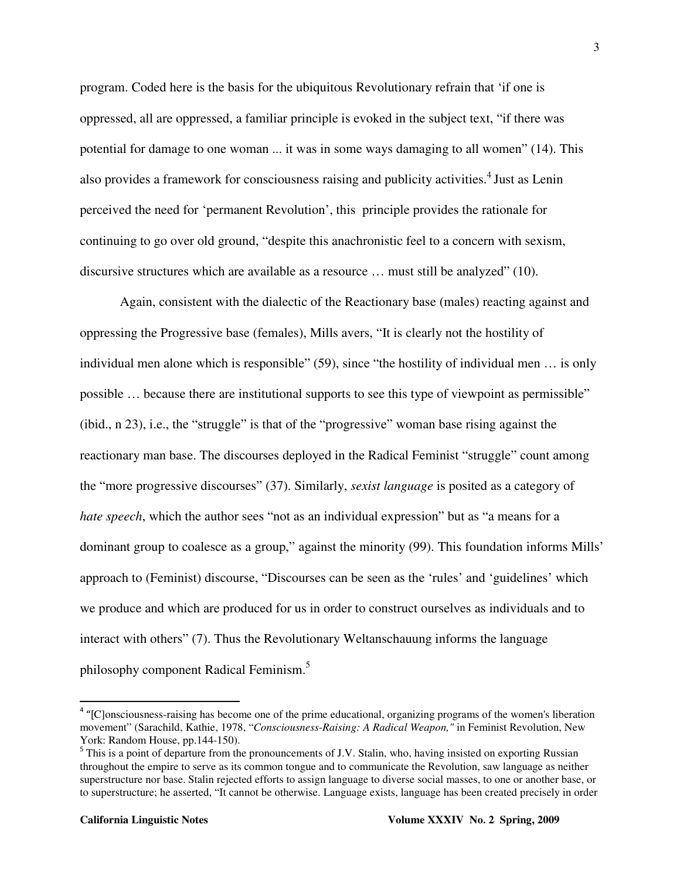program. Coded here is the basis for the ubiquitous Revolutionary refrain that 'if one is oppressed, all are oppressed, a familiar principle is evoked in the subject text, "if there was potential for damage to one woman ... it was in some ways damaging to all women" (14). This also provides a framework for consciousness raising and publicity activities.[4] Just as Lenin perceived the need for 'permanent Revolution', this principle provides the rationale for continuing to go over old ground, "despite this anachronistic feel to a concern with sexism, discursive structures which are available as a resource … must still be analyzed" (10).

Again, consistent with the dialectic of the Reactionary base (males) reacting against and oppressing the Progressive base (females), Mills avers, "It is clearly not the hostility of individual men alone which is responsible" (59), since "the hostility of individual men … is only possible … because there are institutional supports to see this type of viewpoint as permissible" (ibid., n 23), i.e., the "struggle" is that of the "progressive" woman base rising against the reactionary man base. The discourses deployed in the Radical Feminist "struggle" count among the "more progressive discourses" (37). Similarly, *sexist language* is posited as a category of *hate speech*, which the author sees "not as an individual expression" but as "a means for a dominant group to coalesce as a group," against the minority (99). This foundation informs Mills' approach to (Feminist) discourse, "Discourses can be seen as the 'rules' and 'guidelines' which we produce and which are produced for us in order to construct ourselves as individuals and to interact with others" (7). Thus the Revolutionary Weltanschauung informs the language philosophy component Radical Feminism.[5]

---

[4] "[C]onsciousness-raising has become one of the prime educational, organizing programs of the women's liberation movement" (Sarachild, Kathie, 1978, "*Consciousness-Raising: A Radical Weapon,"* in Feminist Revolution, New York: Random House, pp.144-150).

[5] This is a point of departure from the pronouncements of J.V. Stalin, who, having insisted on exporting Russian throughout the empire to serve as its common tongue and to communicate the Revolution, saw language as neither superstructure nor base. Stalin rejected efforts to assign language to diverse social masses, to one or another base, or to superstructure; he asserted, "It cannot be otherwise. Language exists, language has been created precisely in order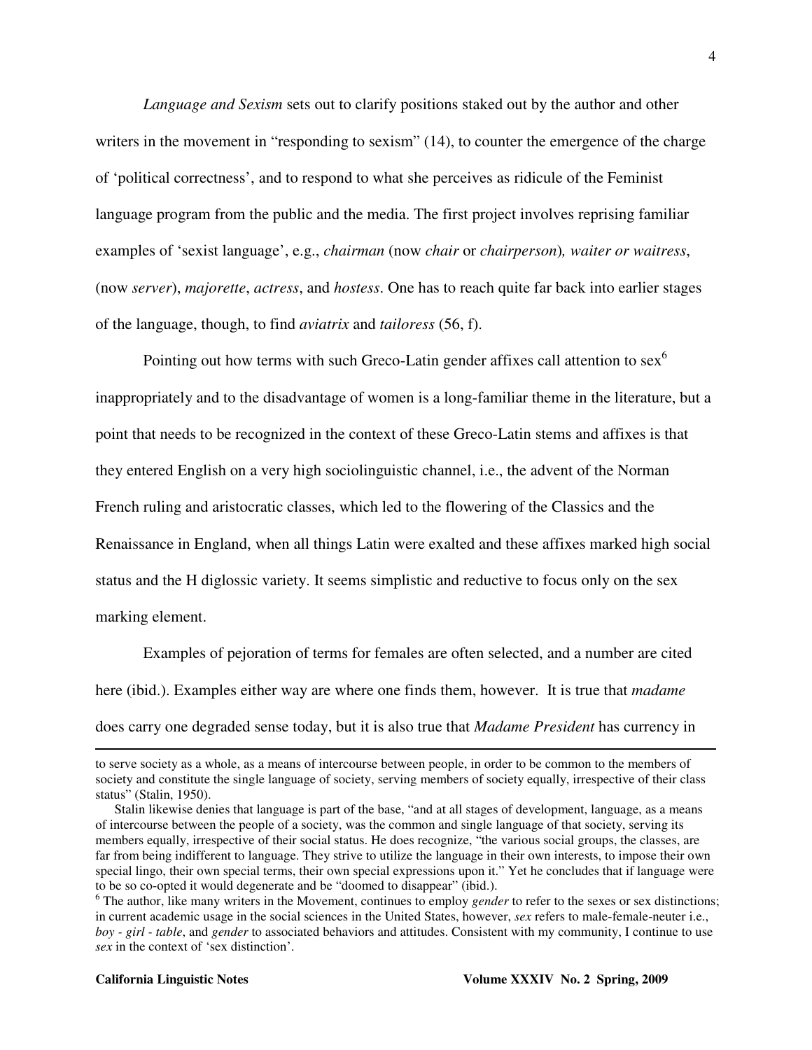*Language and Sexism* sets out to clarify positions staked out by the author and other writers in the movement in "responding to sexism" (14), to counter the emergence of the charge of 'political correctness', and to respond to what she perceives as ridicule of the Feminist language program from the public and the media. The first project involves reprising familiar examples of 'sexist language', e.g., *chairman* (now *chair* or *chairperson*)*, waiter or waitress*, (now *server*), *majorette*, *actress*, and *hostess*. One has to reach quite far back into earlier stages of the language, though, to find *aviatrix* and *tailoress* (56, f).

Pointing out how terms with such Greco-Latin gender affixes call attention to sex[6] inappropriately and to the disadvantage of women is a long-familiar theme in the literature, but a point that needs to be recognized in the context of these Greco-Latin stems and affixes is that they entered English on a very high sociolinguistic channel, i.e., the advent of the Norman French ruling and aristocratic classes, which led to the flowering of the Classics and the Renaissance in England, when all things Latin were exalted and these affixes marked high social status and the H diglossic variety. It seems simplistic and reductive to focus only on the sex marking element.

Examples of pejoration of terms for females are often selected, and a number are cited here (ibid.). Examples either way are where one finds them, however. It is true that *madame* does carry one degraded sense today, but it is also true that *Madame President* has currency in

---

to serve society as a whole, as a means of intercourse between people, in order to be common to the members of society and constitute the single language of society, serving members of society equally, irrespective of their class status" (Stalin, 1950).

Stalin likewise denies that language is part of the base, "and at all stages of development, language, as a means of intercourse between the people of a society, was the common and single language of that society, serving its members equally, irrespective of their social status. He does recognize, "the various social groups, the classes, are far from being indifferent to language. They strive to utilize the language in their own interests, to impose their own special lingo, their own special terms, their own special expressions upon it." Yet he concludes that if language were to be so co-opted it would degenerate and be "doomed to disappear" (ibid.).

[6] The author, like many writers in the Movement, continues to employ *gender* to refer to the sexes or sex distinctions; in current academic usage in the social sciences in the United States, however, *sex* refers to male-female-neuter i.e., *boy - girl - table*, and *gender* to associated behaviors and attitudes. Consistent with my community, I continue to use *sex* in the context of 'sex distinction'.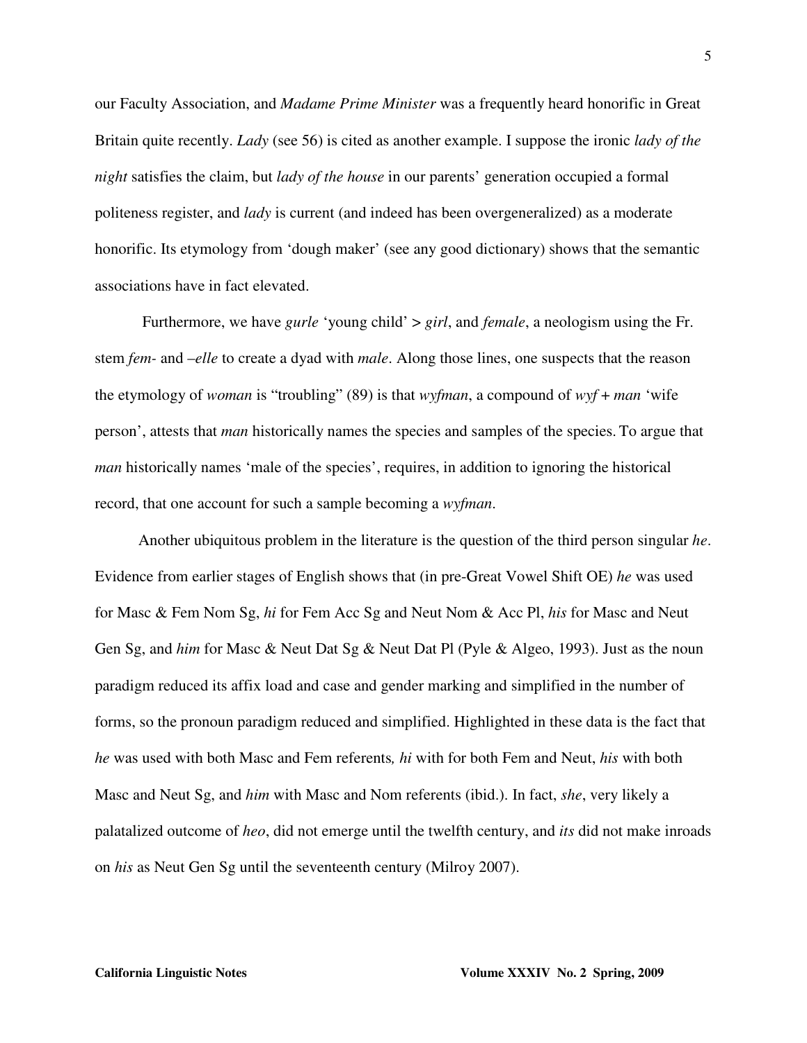our Faculty Association, and *Madame Prime Minister* was a frequently heard honorific in Great Britain quite recently. *Lady* (see 56) is cited as another example. I suppose the ironic *lady of the night* satisfies the claim, but *lady of the house* in our parents' generation occupied a formal politeness register, and *lady* is current (and indeed has been overgeneralized) as a moderate honorific. Its etymology from 'dough maker' (see any good dictionary) shows that the semantic associations have in fact elevated.

Furthermore, we have *gurle* 'young child' > *girl*, and *female*, a neologism using the Fr. stem *fem-* and *–elle* to create a dyad with *male*. Along those lines, one suspects that the reason the etymology of *woman* is "troubling" (89) is that *wyfman*, a compound of *wyf* + *man* 'wife person', attests that *man* historically names the species and samples of the species. To argue that *man* historically names 'male of the species', requires, in addition to ignoring the historical record, that one account for such a sample becoming a *wyfman*.

Another ubiquitous problem in the literature is the question of the third person singular *he*. Evidence from earlier stages of English shows that (in pre-Great Vowel Shift OE) *he* was used for Masc & Fem Nom Sg, *hi* for Fem Acc Sg and Neut Nom & Acc Pl, *his* for Masc and Neut Gen Sg, and *him* for Masc & Neut Dat Sg & Neut Dat Pl (Pyle & Algeo, 1993). Just as the noun paradigm reduced its affix load and case and gender marking and simplified in the number of forms, so the pronoun paradigm reduced and simplified. Highlighted in these data is the fact that *he* was used with both Masc and Fem referents*, hi* with for both Fem and Neut, *his* with both Masc and Neut Sg, and *him* with Masc and Nom referents (ibid.). In fact, *she*, very likely a palatalized outcome of *heo*, did not emerge until the twelfth century, and *its* did not make inroads on *his* as Neut Gen Sg until the seventeenth century (Milroy 2007).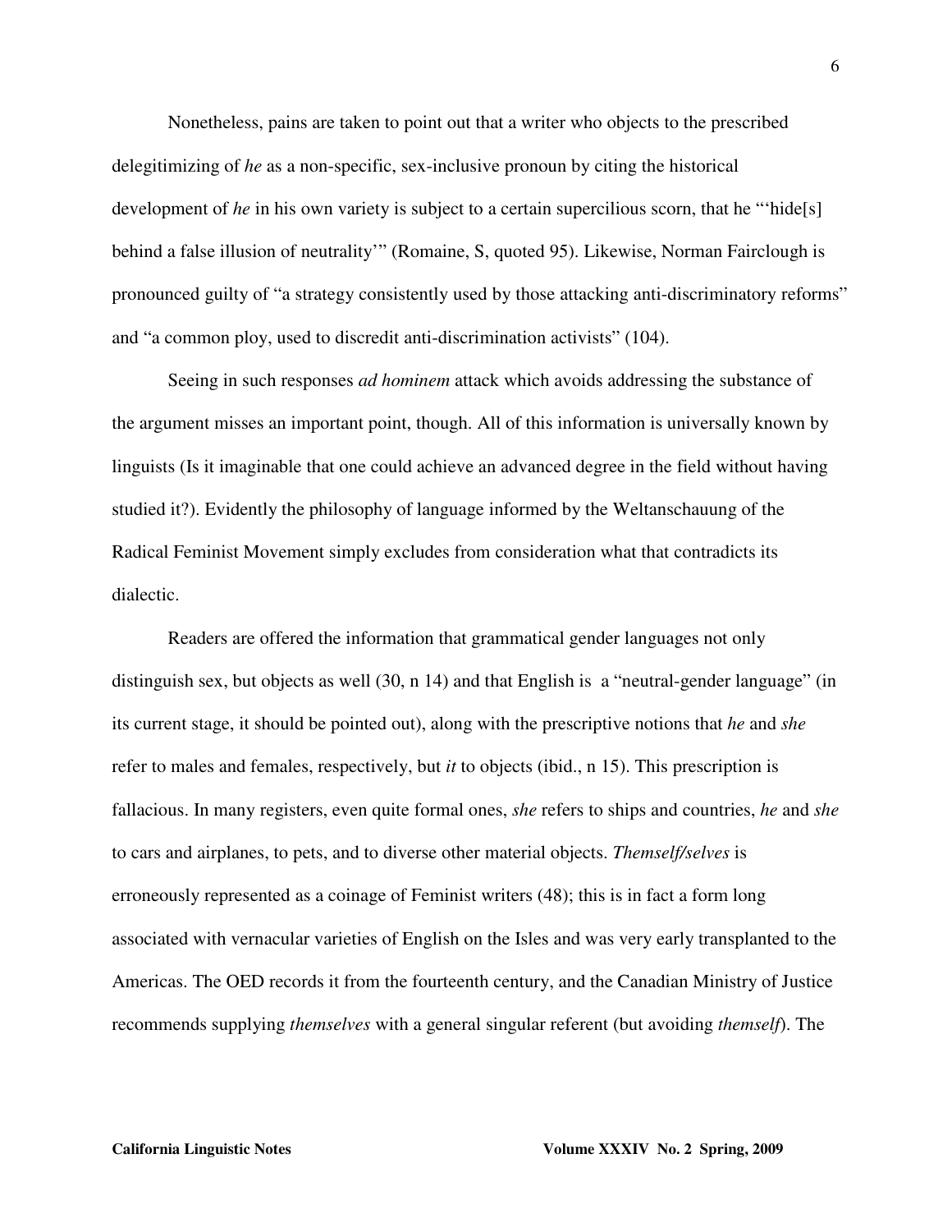Nonetheless, pains are taken to point out that a writer who objects to the prescribed delegitimizing of *he* as a non-specific, sex-inclusive pronoun by citing the historical development of *he* in his own variety is subject to a certain supercilious scorn, that he "'hide[s] behind a false illusion of neutrality'" (Romaine, S, quoted 95). Likewise, Norman Fairclough is pronounced guilty of "a strategy consistently used by those attacking anti-discriminatory reforms" and "a common ploy, used to discredit anti-discrimination activists" (104).

Seeing in such responses *ad hominem* attack which avoids addressing the substance of the argument misses an important point, though. All of this information is universally known by linguists (Is it imaginable that one could achieve an advanced degree in the field without having studied it?). Evidently the philosophy of language informed by the Weltanschauung of the Radical Feminist Movement simply excludes from consideration what that contradicts its dialectic.

Readers are offered the information that grammatical gender languages not only distinguish sex, but objects as well (30, n 14) and that English is a "neutral-gender language" (in its current stage, it should be pointed out), along with the prescriptive notions that *he* and *she* refer to males and females, respectively, but *it* to objects (ibid., n 15). This prescription is fallacious. In many registers, even quite formal ones, *she* refers to ships and countries, *he* and *she* to cars and airplanes, to pets, and to diverse other material objects. *Themself/selves* is erroneously represented as a coinage of Feminist writers (48); this is in fact a form long associated with vernacular varieties of English on the Isles and was very early transplanted to the Americas. The OED records it from the fourteenth century, and the Canadian Ministry of Justice recommends supplying *themselves* with a general singular referent (but avoiding *themself*). The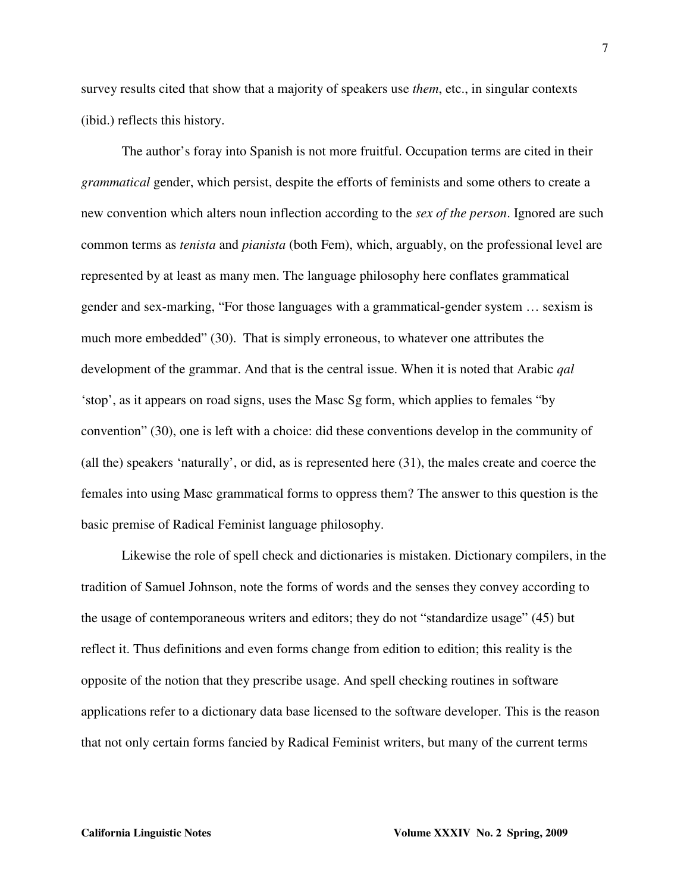survey results cited that show that a majority of speakers use *them*, etc., in singular contexts (ibid.) reflects this history.

The author's foray into Spanish is not more fruitful. Occupation terms are cited in their *grammatical* gender, which persist, despite the efforts of feminists and some others to create a new convention which alters noun inflection according to the *sex of the person*. Ignored are such common terms as *tenista* and *pianista* (both Fem), which, arguably, on the professional level are represented by at least as many men. The language philosophy here conflates grammatical gender and sex-marking, "For those languages with a grammatical-gender system … sexism is much more embedded" (30). That is simply erroneous, to whatever one attributes the development of the grammar. And that is the central issue. When it is noted that Arabic *qal* 'stop', as it appears on road signs, uses the Masc Sg form, which applies to females "by convention" (30), one is left with a choice: did these conventions develop in the community of (all the) speakers 'naturally', or did, as is represented here (31), the males create and coerce the females into using Masc grammatical forms to oppress them? The answer to this question is the basic premise of Radical Feminist language philosophy.

Likewise the role of spell check and dictionaries is mistaken. Dictionary compilers, in the tradition of Samuel Johnson, note the forms of words and the senses they convey according to the usage of contemporaneous writers and editors; they do not "standardize usage" (45) but reflect it. Thus definitions and even forms change from edition to edition; this reality is the opposite of the notion that they prescribe usage. And spell checking routines in software applications refer to a dictionary data base licensed to the software developer. This is the reason that not only certain forms fancied by Radical Feminist writers, but many of the current terms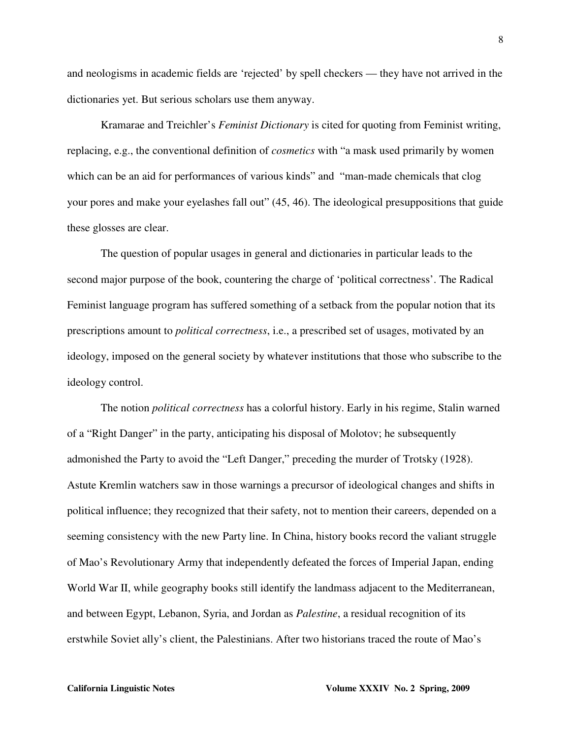and neologisms in academic fields are 'rejected' by spell checkers — they have not arrived in the dictionaries yet. But serious scholars use them anyway.

Kramarae and Treichler's *Feminist Dictionary* is cited for quoting from Feminist writing, replacing, e.g., the conventional definition of *cosmetics* with "a mask used primarily by women which can be an aid for performances of various kinds" and "man-made chemicals that clog your pores and make your eyelashes fall out" (45, 46). The ideological presuppositions that guide these glosses are clear.

The question of popular usages in general and dictionaries in particular leads to the second major purpose of the book, countering the charge of 'political correctness'. The Radical Feminist language program has suffered something of a setback from the popular notion that its prescriptions amount to *political correctness*, i.e., a prescribed set of usages, motivated by an ideology, imposed on the general society by whatever institutions that those who subscribe to the ideology control.

The notion *political correctness* has a colorful history. Early in his regime, Stalin warned of a "Right Danger" in the party, anticipating his disposal of Molotov; he subsequently admonished the Party to avoid the "Left Danger," preceding the murder of Trotsky (1928). Astute Kremlin watchers saw in those warnings a precursor of ideological changes and shifts in political influence; they recognized that their safety, not to mention their careers, depended on a seeming consistency with the new Party line. In China, history books record the valiant struggle of Mao's Revolutionary Army that independently defeated the forces of Imperial Japan, ending World War II, while geography books still identify the landmass adjacent to the Mediterranean, and between Egypt, Lebanon, Syria, and Jordan as *Palestine*, a residual recognition of its erstwhile Soviet ally's client, the Palestinians. After two historians traced the route of Mao's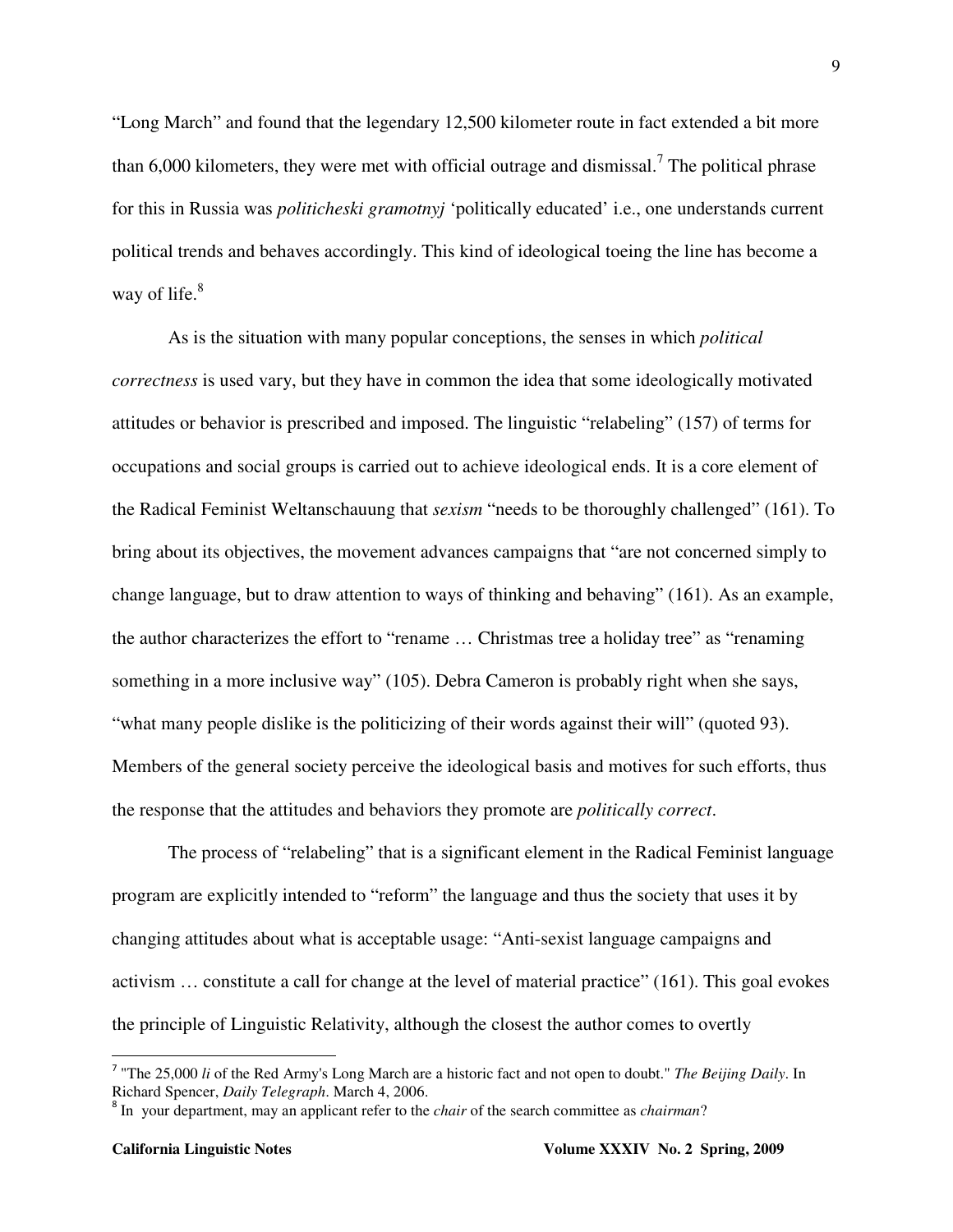"Long March" and found that the legendary 12,500 kilometer route in fact extended a bit more than 6,000 kilometers, they were met with official outrage and dismissal.[7] The political phrase for this in Russia was *politicheski gramotnyj* 'politically educated' i.e., one understands current political trends and behaves accordingly. This kind of ideological toeing the line has become a way of life.[8]

As is the situation with many popular conceptions, the senses in which *political correctness* is used vary, but they have in common the idea that some ideologically motivated attitudes or behavior is prescribed and imposed. The linguistic "relabeling" (157) of terms for occupations and social groups is carried out to achieve ideological ends. It is a core element of the Radical Feminist Weltanschauung that *sexism* "needs to be thoroughly challenged" (161). To bring about its objectives, the movement advances campaigns that "are not concerned simply to change language, but to draw attention to ways of thinking and behaving" (161). As an example, the author characterizes the effort to "rename … Christmas tree a holiday tree" as "renaming something in a more inclusive way" (105). Debra Cameron is probably right when she says, "what many people dislike is the politicizing of their words against their will" (quoted 93). Members of the general society perceive the ideological basis and motives for such efforts, thus the response that the attitudes and behaviors they promote are *politically correct*.

The process of "relabeling" that is a significant element in the Radical Feminist language program are explicitly intended to "reform" the language and thus the society that uses it by changing attitudes about what is acceptable usage: "Anti-sexist language campaigns and activism … constitute a call for change at the level of material practice" (161). This goal evokes the principle of Linguistic Relativity, although the closest the author comes to overtly

---

[7] "The 25,000 *li* of the Red Army's Long March are a historic fact and not open to doubt." *The Beijing Daily*. In Richard Spencer, *Daily Telegraph*. March 4, 2006.

[8] In your department, may an applicant refer to the *chair* of the search committee as *chairman*?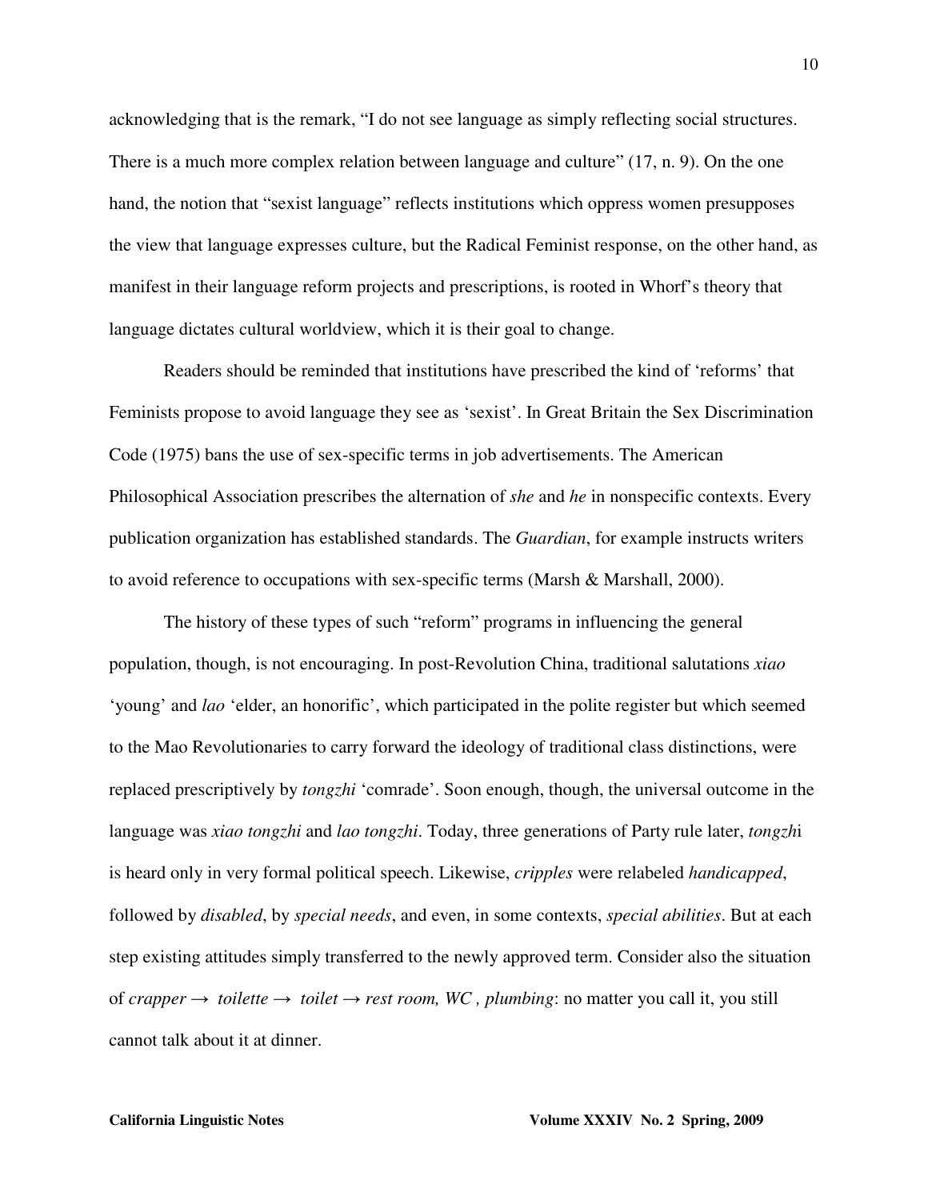acknowledging that is the remark, "I do not see language as simply reflecting social structures. There is a much more complex relation between language and culture" (17, n. 9). On the one hand, the notion that "sexist language" reflects institutions which oppress women presupposes the view that language expresses culture, but the Radical Feminist response, on the other hand, as manifest in their language reform projects and prescriptions, is rooted in Whorf's theory that language dictates cultural worldview, which it is their goal to change.

Readers should be reminded that institutions have prescribed the kind of 'reforms' that Feminists propose to avoid language they see as 'sexist'. In Great Britain the Sex Discrimination Code (1975) bans the use of sex-specific terms in job advertisements. The American Philosophical Association prescribes the alternation of *she* and *he* in nonspecific contexts. Every publication organization has established standards. The *Guardian*, for example instructs writers to avoid reference to occupations with sex-specific terms (Marsh & Marshall, 2000).

The history of these types of such "reform" programs in influencing the general population, though, is not encouraging. In post-Revolution China, traditional salutations *xiao* 'young' and *lao* 'elder, an honorific', which participated in the polite register but which seemed to the Mao Revolutionaries to carry forward the ideology of traditional class distinctions, were replaced prescriptively by *tongzhi* 'comrade'. Soon enough, though, the universal outcome in the language was *xiao tongzhi* and *lao tongzhi*. Today, three generations of Party rule later, *tongzhi* is heard only in very formal political speech. Likewise, *cripples* were relabeled *handicapped*, followed by *disabled*, by *special needs*, and even, in some contexts, *special abilities*. But at each step existing attitudes simply transferred to the newly approved term. Consider also the situation of *crapper* → *toilette* → *toilet* → *rest room, WC , plumbing*: no matter you call it, you still cannot talk about it at dinner.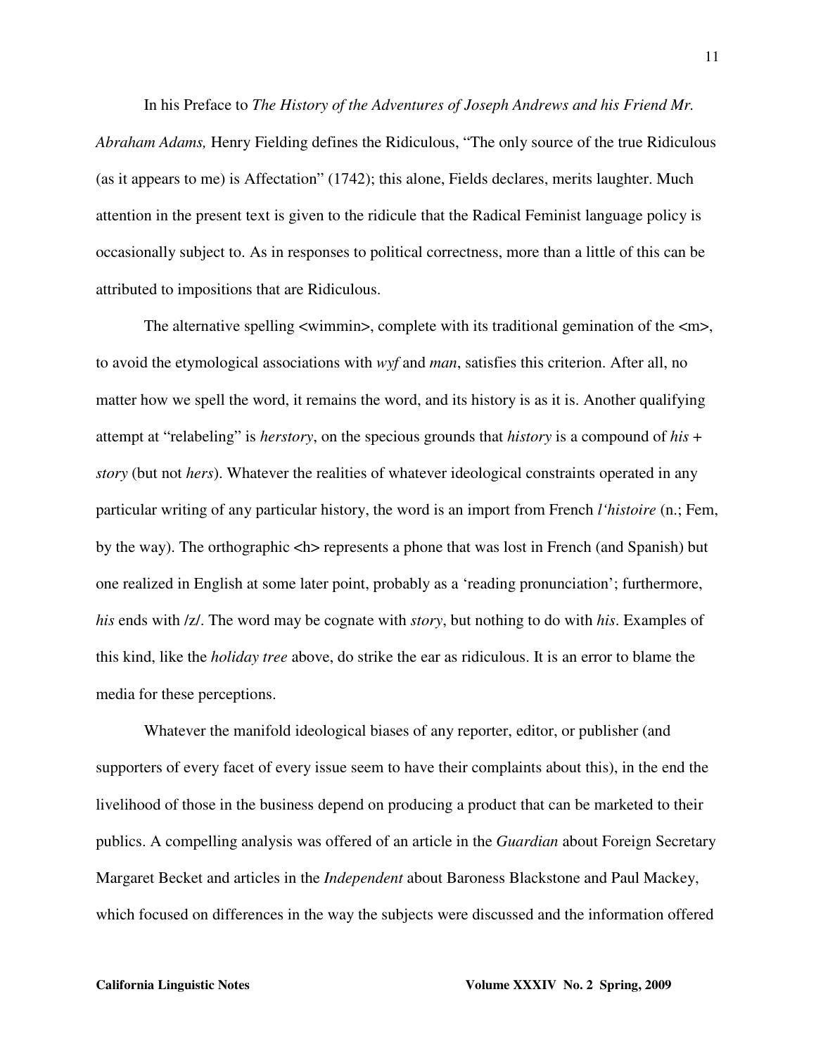In his Preface to *The History of the Adventures of Joseph Andrews and his Friend Mr. Abraham Adams,* Henry Fielding defines the Ridiculous, "The only source of the true Ridiculous (as it appears to me) is Affectation" (1742); this alone, Fields declares, merits laughter. Much attention in the present text is given to the ridicule that the Radical Feminist language policy is occasionally subject to. As in responses to political correctness, more than a little of this can be attributed to impositions that are Ridiculous.

The alternative spelling <wimmin>, complete with its traditional gemination of the <m>, to avoid the etymological associations with *wyf* and *man*, satisfies this criterion. After all, no matter how we spell the word, it remains the word, and its history is as it is. Another qualifying attempt at "relabeling" is *herstory*, on the specious grounds that *history* is a compound of *his* + *story* (but not *hers*). Whatever the realities of whatever ideological constraints operated in any particular writing of any particular history, the word is an import from French *l'histoire* (n.; Fem, by the way). The orthographic <h> represents a phone that was lost in French (and Spanish) but one realized in English at some later point, probably as a 'reading pronunciation'; furthermore, *his* ends with /z/. The word may be cognate with *story*, but nothing to do with *his*. Examples of this kind, like the *holiday tree* above, do strike the ear as ridiculous. It is an error to blame the media for these perceptions.

Whatever the manifold ideological biases of any reporter, editor, or publisher (and supporters of every facet of every issue seem to have their complaints about this), in the end the livelihood of those in the business depend on producing a product that can be marketed to their publics. A compelling analysis was offered of an article in the *Guardian* about Foreign Secretary Margaret Becket and articles in the *Independent* about Baroness Blackstone and Paul Mackey, which focused on differences in the way the subjects were discussed and the information offered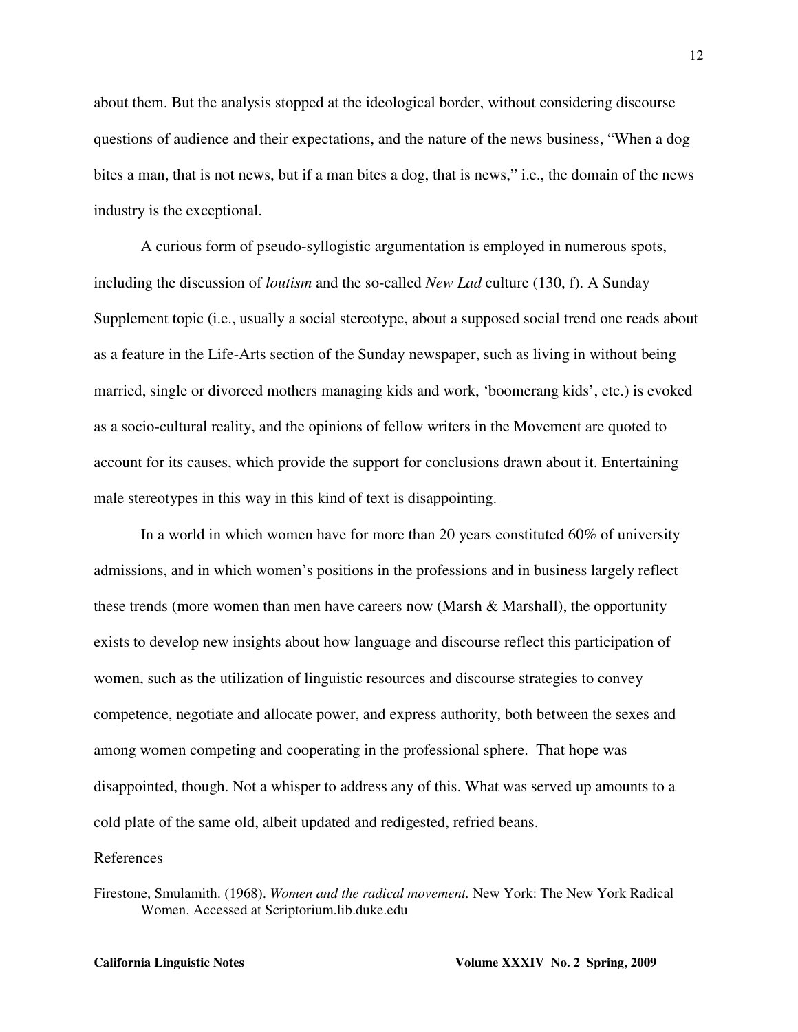about them. But the analysis stopped at the ideological border, without considering discourse questions of audience and their expectations, and the nature of the news business, "When a dog bites a man, that is not news, but if a man bites a dog, that is news," i.e., the domain of the news industry is the exceptional.

A curious form of pseudo-syllogistic argumentation is employed in numerous spots, including the discussion of *loutism* and the so-called *New Lad* culture (130, f). A Sunday Supplement topic (i.e., usually a social stereotype, about a supposed social trend one reads about as a feature in the Life-Arts section of the Sunday newspaper, such as living in without being married, single or divorced mothers managing kids and work, 'boomerang kids', etc.) is evoked as a socio-cultural reality, and the opinions of fellow writers in the Movement are quoted to account for its causes, which provide the support for conclusions drawn about it. Entertaining male stereotypes in this way in this kind of text is disappointing.

In a world in which women have for more than 20 years constituted 60% of university admissions, and in which women's positions in the professions and in business largely reflect these trends (more women than men have careers now (Marsh & Marshall), the opportunity exists to develop new insights about how language and discourse reflect this participation of women, such as the utilization of linguistic resources and discourse strategies to convey competence, negotiate and allocate power, and express authority, both between the sexes and among women competing and cooperating in the professional sphere. That hope was disappointed, though. Not a whisper to address any of this. What was served up amounts to a cold plate of the same old, albeit updated and redigested, refried beans.

References

Firestone, Smulamith. (1968). *Women and the radical movement.* New York: The New York Radical Women. Accessed at Scriptorium.lib.duke.edu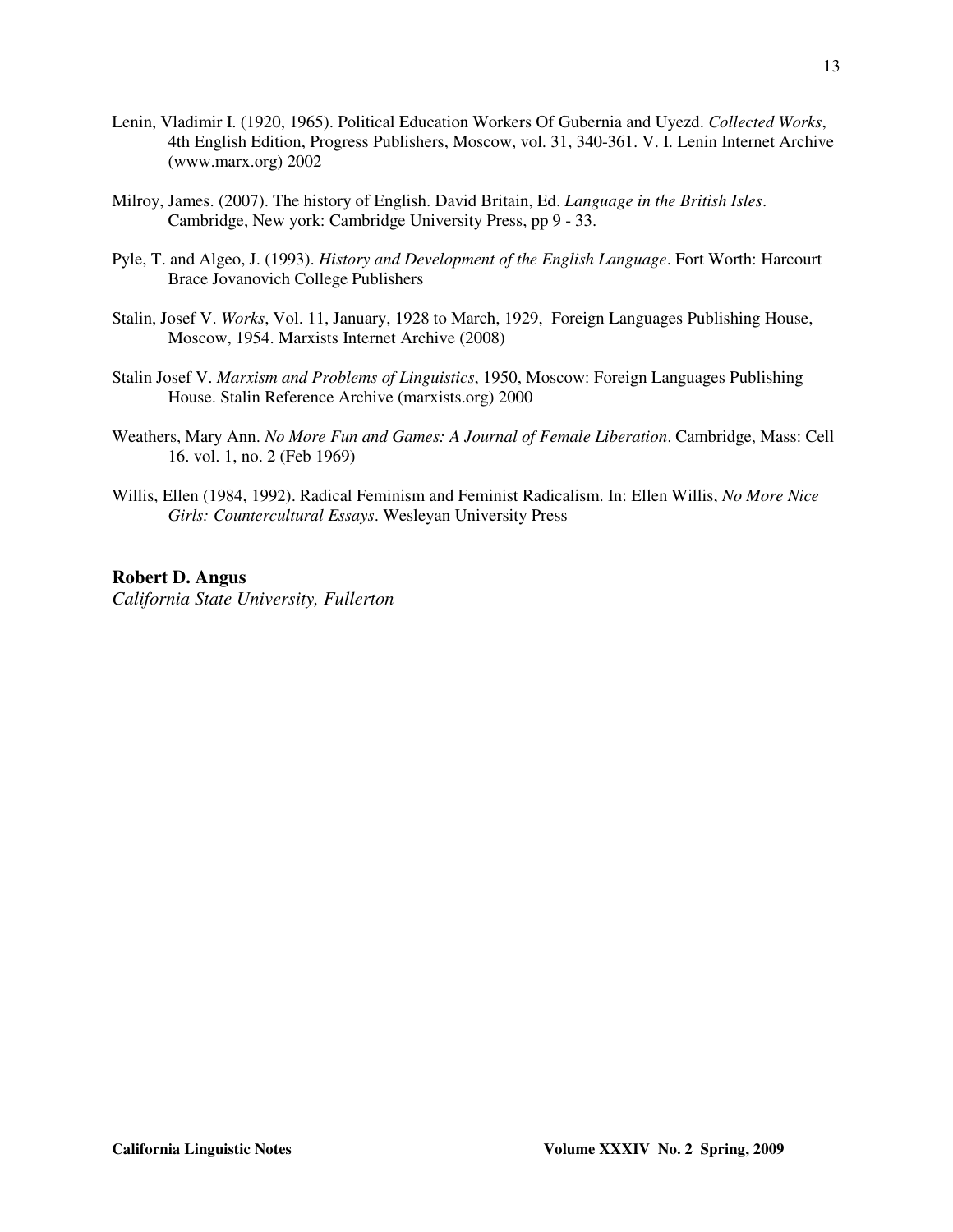Lenin, Vladimir I. (1920, 1965). Political Education Workers Of Gubernia and Uyezd. *Collected Works*, 4th English Edition, Progress Publishers, Moscow, vol. 31, 340-361. V. I. Lenin Internet Archive (www.marx.org) 2002

Milroy, James. (2007). The history of English. David Britain, Ed. *Language in the British Isles*. Cambridge, New york: Cambridge University Press, pp 9 - 33.

Pyle, T. and Algeo, J. (1993). *History and Development of the English Language*. Fort Worth: Harcourt Brace Jovanovich College Publishers

Stalin, Josef V. *Works*, Vol. 11, January, 1928 to March, 1929, Foreign Languages Publishing House, Moscow, 1954. Marxists Internet Archive (2008)

Stalin Josef V. *Marxism and Problems of Linguistics*, 1950, Moscow: Foreign Languages Publishing House. Stalin Reference Archive (marxists.org) 2000

Weathers, Mary Ann. *No More Fun and Games: A Journal of Female Liberation*. Cambridge, Mass: Cell 16. vol. 1, no. 2 (Feb 1969)

Willis, Ellen (1984, 1992). Radical Feminism and Feminist Radicalism. In: Ellen Willis, *No More Nice Girls: Countercultural Essays*. Wesleyan University Press

**Robert D. Angus**
*California State University, Fullerton*